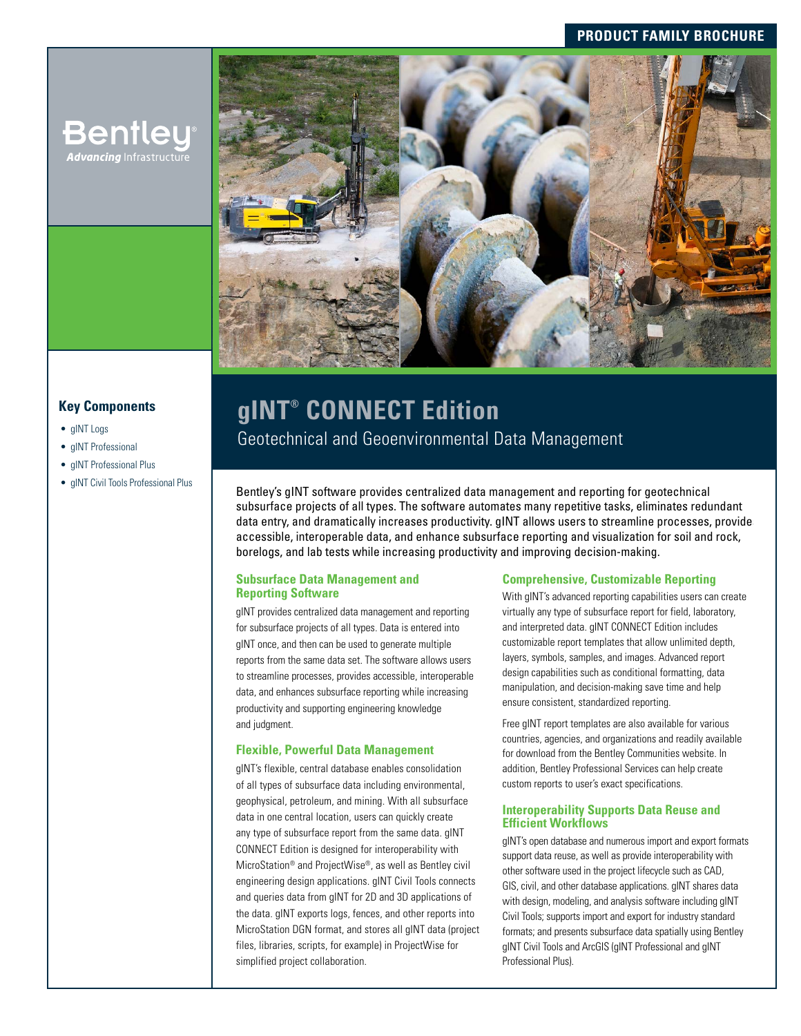PRODUCT FAMILY BROCHURE

Bentley®
*Advancing* Infrastructure

### Key Components

- gINT Logs
- gINT Professional
- gINT Professional Plus
- gINT Civil Tools Professional Plus

# gINT® CONNECT Edition

## Geotechnical and Geoenvironmental Data Management

Bentley's gINT software provides centralized data management and reporting for geotechnical subsurface projects of all types. The software automates many repetitive tasks, eliminates redundant data entry, and dramatically increases productivity. gINT allows users to streamline processes, provide accessible, interoperable data, and enhance subsurface reporting and visualization for soil and rock, borelogs, and lab tests while increasing productivity and improving decision-making.

### Subsurface Data Management and Reporting Software

gINT provides centralized data management and reporting for subsurface projects of all types. Data is entered into gINT once, and then can be used to generate multiple reports from the same data set. The software allows users to streamline processes, provides accessible, interoperable data, and enhances subsurface reporting while increasing productivity and supporting engineering knowledge and judgment.

### Flexible, Powerful Data Management

gINT's flexible, central database enables consolidation of all types of subsurface data including environmental, geophysical, petroleum, and mining. With all subsurface data in one central location, users can quickly create any type of subsurface report from the same data. gINT CONNECT Edition is designed for interoperability with MicroStation® and ProjectWise®, as well as Bentley civil engineering design applications. gINT Civil Tools connects and queries data from gINT for 2D and 3D applications of the data. gINT exports logs, fences, and other reports into MicroStation DGN format, and stores all gINT data (project files, libraries, scripts, for example) in ProjectWise for simplified project collaboration.

### Comprehensive, Customizable Reporting

With gINT's advanced reporting capabilities users can create virtually any type of subsurface report for field, laboratory, and interpreted data. gINT CONNECT Edition includes customizable report templates that allow unlimited depth, layers, symbols, samples, and images. Advanced report design capabilities such as conditional formatting, data manipulation, and decision-making save time and help ensure consistent, standardized reporting.

Free gINT report templates are also available for various countries, agencies, and organizations and readily available for download from the Bentley Communities website. In addition, Bentley Professional Services can help create custom reports to user's exact specifications.

### Interoperability Supports Data Reuse and Efficient Workflows

gINT's open database and numerous import and export formats support data reuse, as well as provide interoperability with other software used in the project lifecycle such as CAD, GIS, civil, and other database applications. gINT shares data with design, modeling, and analysis software including gINT Civil Tools; supports import and export for industry standard formats; and presents subsurface data spatially using Bentley gINT Civil Tools and ArcGIS (gINT Professional and gINT Professional Plus).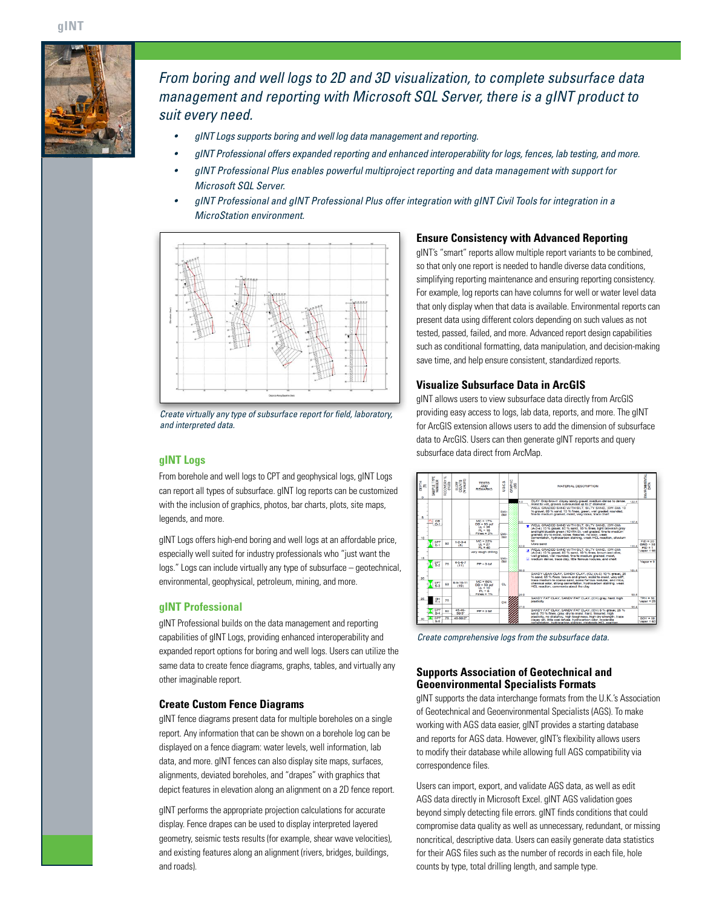*From boring and well logs to 2D and 3D visualization, to complete subsurface data management and reporting with Microsoft SQL Server, there is a gINT product to suit every need.*

- *gINT Logs supports boring and well log data management and reporting.*
- *gINT Professional offers expanded reporting and enhanced interoperability for logs, fences, lab testing, and more.*
- *gINT Professional Plus enables powerful multiproject reporting and data management with support for Microsoft SQL Server.*
- *gINT Professional and gINT Professional Plus offer integration with gINT Civil Tools for integration in a MicroStation environment.*

*Create virtually any type of subsurface report for field, laboratory, and interpreted data.*

## gINT Logs

From borehole and well logs to CPT and geophysical logs, gINT Logs can report all types of subsurface. gINT log reports can be customized with the inclusion of graphics, photos, bar charts, plots, site maps, legends, and more.

gINT Logs offers high-end boring and well logs at an affordable price, especially well suited for industry professionals who "just want the logs." Logs can include virtually any type of subsurface – geotechnical, environmental, geophysical, petroleum, mining, and more.

## gINT Professional

gINT Professional builds on the data management and reporting capabilities of gINT Logs, providing enhanced interoperability and expanded report options for boring and well logs. Users can utilize the same data to create fence diagrams, graphs, tables, and virtually any other imaginable report.

### Create Custom Fence Diagrams

gINT fence diagrams present data for multiple boreholes on a single report. Any information that can be shown on a borehole log can be displayed on a fence diagram: water levels, well information, lab data, and more. gINT fences can also display site maps, surfaces, alignments, deviated boreholes, and "drapes" with graphics that depict features in elevation along an alignment on a 2D fence report.

gINT performs the appropriate projection calculations for accurate display. Fence drapes can be used to display interpreted layered geometry, seismic tests results (for example, shear wave velocities), and existing features along an alignment (rivers, bridges, buildings, and roads).

### Ensure Consistency with Advanced Reporting

gINT's "smart" reports allow multiple report variants to be combined, so that only one report is needed to handle diverse data conditions, simplifying reporting maintenance and ensuring reporting consistency. For example, log reports can have columns for well or water level data that only display when that data is available. Environmental reports can present data using different colors depending on such values as not tested, passed, failed, and more. Advanced report design capabilities such as conditional formatting, data manipulation, and decision-making save time, and help ensure consistent, standardized reports.

### Visualize Subsurface Data in ArcGIS

gINT allows users to view subsurface data directly from ArcGIS providing easy access to logs, lab data, reports, and more. The gINT for ArcGIS extension allows users to add the dimension of subsurface data to ArcGIS. Users can then generate gINT reports and query subsurface data direct from ArcMap.

*Create comprehensive logs from the subsurface data.*

### Supports Association of Geotechnical and Geoenvironmental Specialists Formats

gINT supports the data interchange formats from the U.K.'s Association of Geotechnical and Geoenvironmental Specialists (AGS). To make working with AGS data easier, gINT provides a starting database and reports for AGS data. However, gINT's flexibility allows users to modify their database while allowing full AGS compatibility via correspondence files.

Users can import, export, and validate AGS data, as well as edit AGS data directly in Microsoft Excel. gINT AGS validation goes beyond simply detecting file errors. gINT finds conditions that could compromise data quality as well as unnecessary, redundant, or missing noncritical, descriptive data. Users can easily generate data statistics for their AGS files such as the number of records in each file, hole counts by type, total drilling length, and sample type.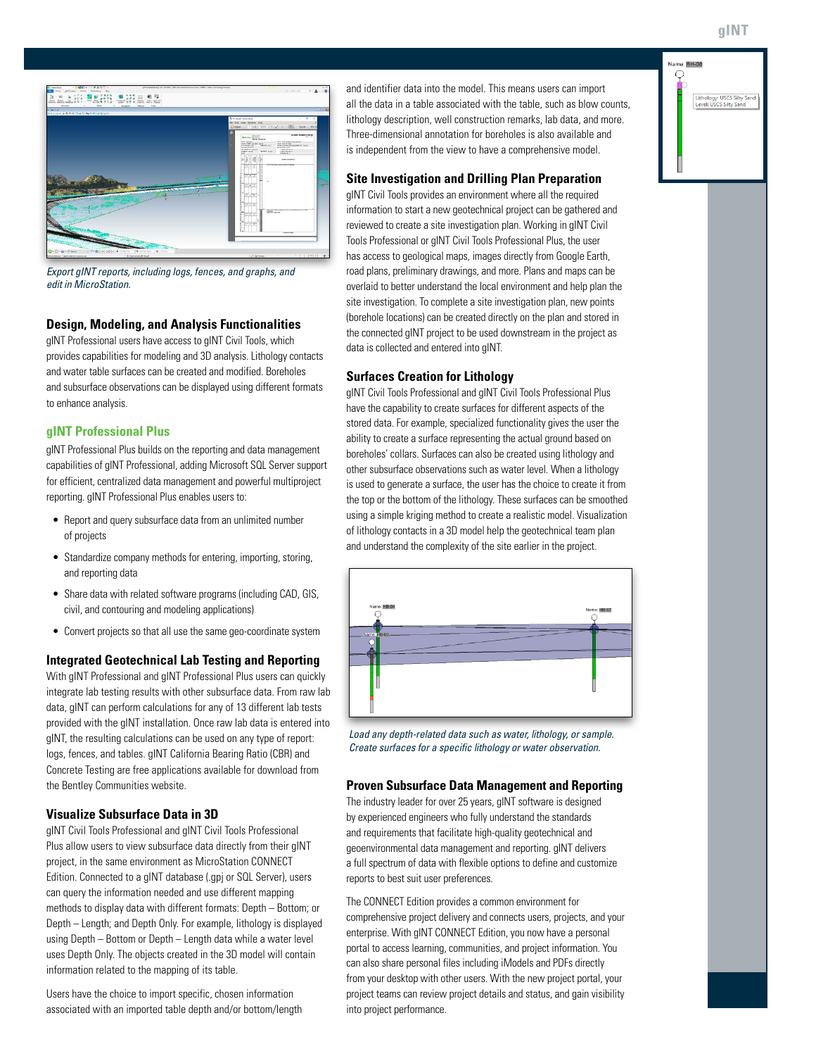*Export gINT reports, including logs, fences, and graphs, and edit in MicroStation.*

### Design, Modeling, and Analysis Functionalities

gINT Professional users have access to gINT Civil Tools, which provides capabilities for modeling and 3D analysis. Lithology contacts and water table surfaces can be created and modified. Boreholes and subsurface observations can be displayed using different formats to enhance analysis.

## gINT Professional Plus

gINT Professional Plus builds on the reporting and data management capabilities of gINT Professional, adding Microsoft SQL Server support for efficient, centralized data management and powerful multiproject reporting. gINT Professional Plus enables users to:

- Report and query subsurface data from an unlimited number of projects
- Standardize company methods for entering, importing, storing, and reporting data
- Share data with related software programs (including CAD, GIS, civil, and contouring and modeling applications)
- Convert projects so that all use the same geo-coordinate system

### Integrated Geotechnical Lab Testing and Reporting

With gINT Professional and gINT Professional Plus users can quickly integrate lab testing results with other subsurface data. From raw lab data, gINT can perform calculations for any of 13 different lab tests provided with the gINT installation. Once raw lab data is entered into gINT, the resulting calculations can be used on any type of report: logs, fences, and tables. gINT California Bearing Ratio (CBR) and Concrete Testing are free applications available for download from the Bentley Communities website.

### Visualize Subsurface Data in 3D

gINT Civil Tools Professional and gINT Civil Tools Professional Plus allow users to view subsurface data directly from their gINT project, in the same environment as MicroStation CONNECT Edition. Connected to a gINT database (.gpj or SQL Server), users can query the information needed and use different mapping methods to display data with different formats: Depth – Bottom; or Depth – Length; and Depth Only. For example, lithology is displayed using Depth – Bottom or Depth – Length data while a water level uses Depth Only. The objects created in the 3D model will contain information related to the mapping of its table.

Users have the choice to import specific, chosen information associated with an imported table depth and/or bottom/length and identifier data into the model. This means users can import all the data in a table associated with the table, such as blow counts, lithology description, well construction remarks, lab data, and more. Three-dimensional annotation for boreholes is also available and is independent from the view to have a comprehensive model.

### Site Investigation and Drilling Plan Preparation

gINT Civil Tools provides an environment where all the required information to start a new geotechnical project can be gathered and reviewed to create a site investigation plan. Working in gINT Civil Tools Professional or gINT Civil Tools Professional Plus, the user has access to geological maps, images directly from Google Earth, road plans, preliminary drawings, and more. Plans and maps can be overlaid to better understand the local environment and help plan the site investigation. To complete a site investigation plan, new points (borehole locations) can be created directly on the plan and stored in the connected gINT project to be used downstream in the project as data is collected and entered into gINT.

### Surfaces Creation for Lithology

gINT Civil Tools Professional and gINT Civil Tools Professional Plus have the capability to create surfaces for different aspects of the stored data. For example, specialized functionality gives the user the ability to create a surface representing the actual ground based on boreholes' collars. Surfaces can also be created using lithology and other subsurface observations such as water level. When a lithology is used to generate a surface, the user has the choice to create it from the top or the bottom of the lithology. These surfaces can be smoothed using a simple kriging method to create a realistic model. Visualization of lithology contacts in a 3D model help the geotechnical team plan and understand the complexity of the site earlier in the project.

*Load any depth-related data such as water, lithology, or sample. Create surfaces for a specific lithology or water observation.*

### Proven Subsurface Data Management and Reporting

The industry leader for over 25 years, gINT software is designed by experienced engineers who fully understand the standards and requirements that facilitate high-quality geotechnical and geoenvironmental data management and reporting. gINT delivers a full spectrum of data with flexible options to define and customize reports to best suit user preferences.

The CONNECT Edition provides a common environment for comprehensive project delivery and connects users, projects, and your enterprise. With gINT CONNECT Edition, you now have a personal portal to access learning, communities, and project information. You can also share personal files including iModels and PDFs directly from your desktop with other users. With the new project portal, your project teams can review project details and status, and gain visibility into project performance.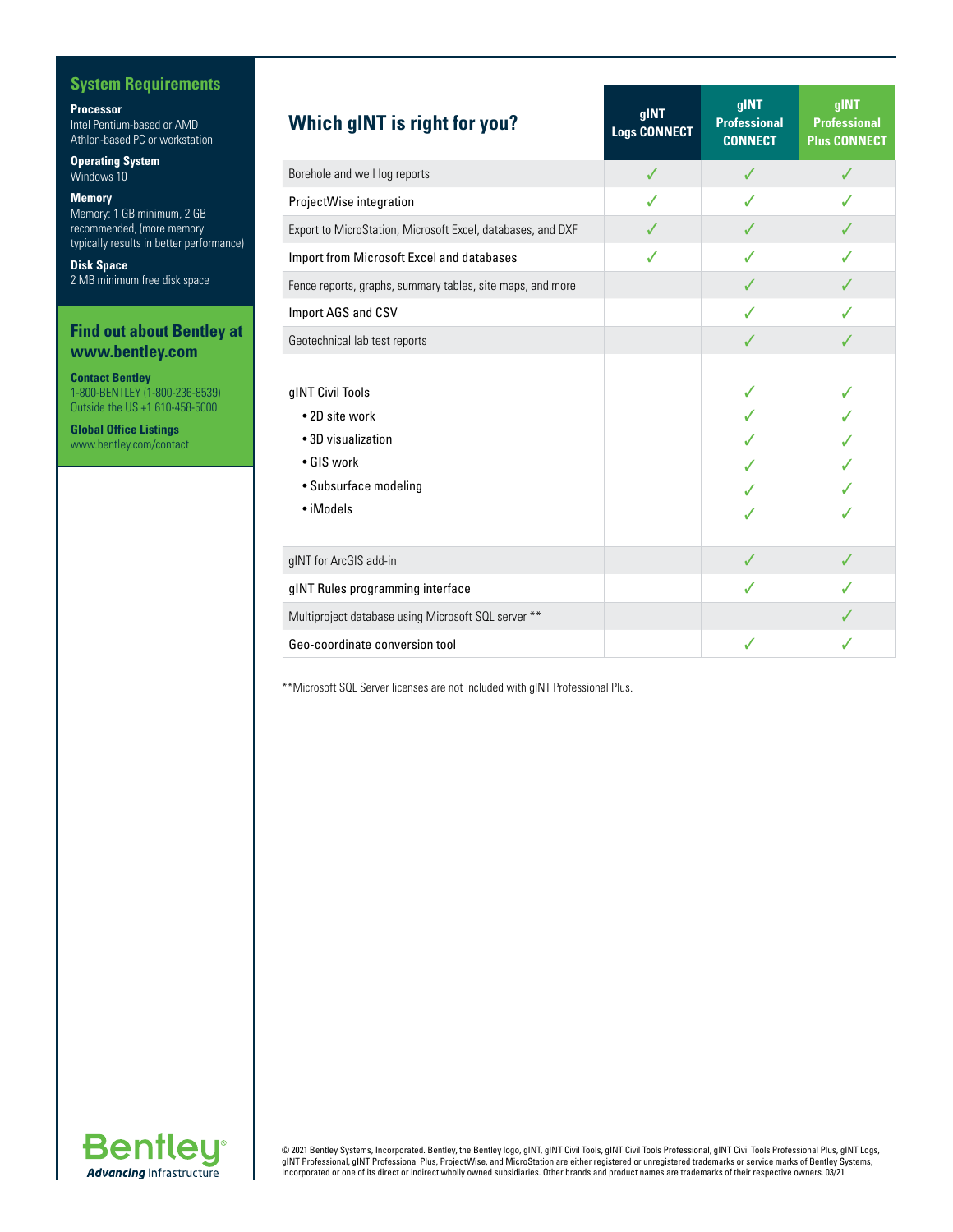## System Requirements

**Processor**
Intel Pentium-based or AMD Athlon-based PC or workstation

**Operating System**
Windows 10

**Memory**
Memory: 1 GB minimum, 2 GB recommended, (more memory typically results in better performance)

**Disk Space**
2 MB minimum free disk space

## Find out about Bentley at www.bentley.com

**Contact Bentley**
1-800-BENTLEY (1-800-236-8539)
Outside the US +1 610-458-5000

**Global Office Listings**
www.bentley.com/contact

## Which gINT is right for you?

| | gINT Logs CONNECT | gINT Professional CONNECT | gINT Professional Plus CONNECT |
|---|---|---|---|
| Borehole and well log reports | ✓ | ✓ | ✓ |
| ProjectWise integration | ✓ | ✓ | ✓ |
| Export to MicroStation, Microsoft Excel, databases, and DXF | ✓ | ✓ | ✓ |
| Import from Microsoft Excel and databases | ✓ | ✓ | ✓ |
| Fence reports, graphs, summary tables, site maps, and more | | ✓ | ✓ |
| Import AGS and CSV | | ✓ | ✓ |
| Geotechnical lab test reports | | ✓ | ✓ |
| gINT Civil Tools | | ✓ | ✓ |
| • 2D site work | | ✓ | ✓ |
| • 3D visualization | | ✓ | ✓ |
| • GIS work | | ✓ | ✓ |
| • Subsurface modeling | | ✓ | ✓ |
| • iModels | | ✓ | ✓ |
| gINT for ArcGIS add-in | | ✓ | ✓ |
| gINT Rules programming interface | | ✓ | ✓ |
| Multiproject database using Microsoft SQL server ** | | | ✓ |
| Geo-coordinate conversion tool | | ✓ | ✓ |

**Microsoft SQL Server licenses are not included with gINT Professional Plus.

Bentley
Advancing Infrastructure

© 2021 Bentley Systems, Incorporated. Bentley, the Bentley logo, gINT, gINT Civil Tools, gINT Civil Tools Professional, gINT Civil Tools Professional Plus, gINT Logs, gINT Professional, gINT Professional Plus, ProjectWise, and MicroStation are either registered or unregistered trademarks or service marks of Bentley Systems, Incorporated or one of its direct or indirect wholly owned subsidiaries. Other brands and product names are trademarks of their respective owners. 03/21